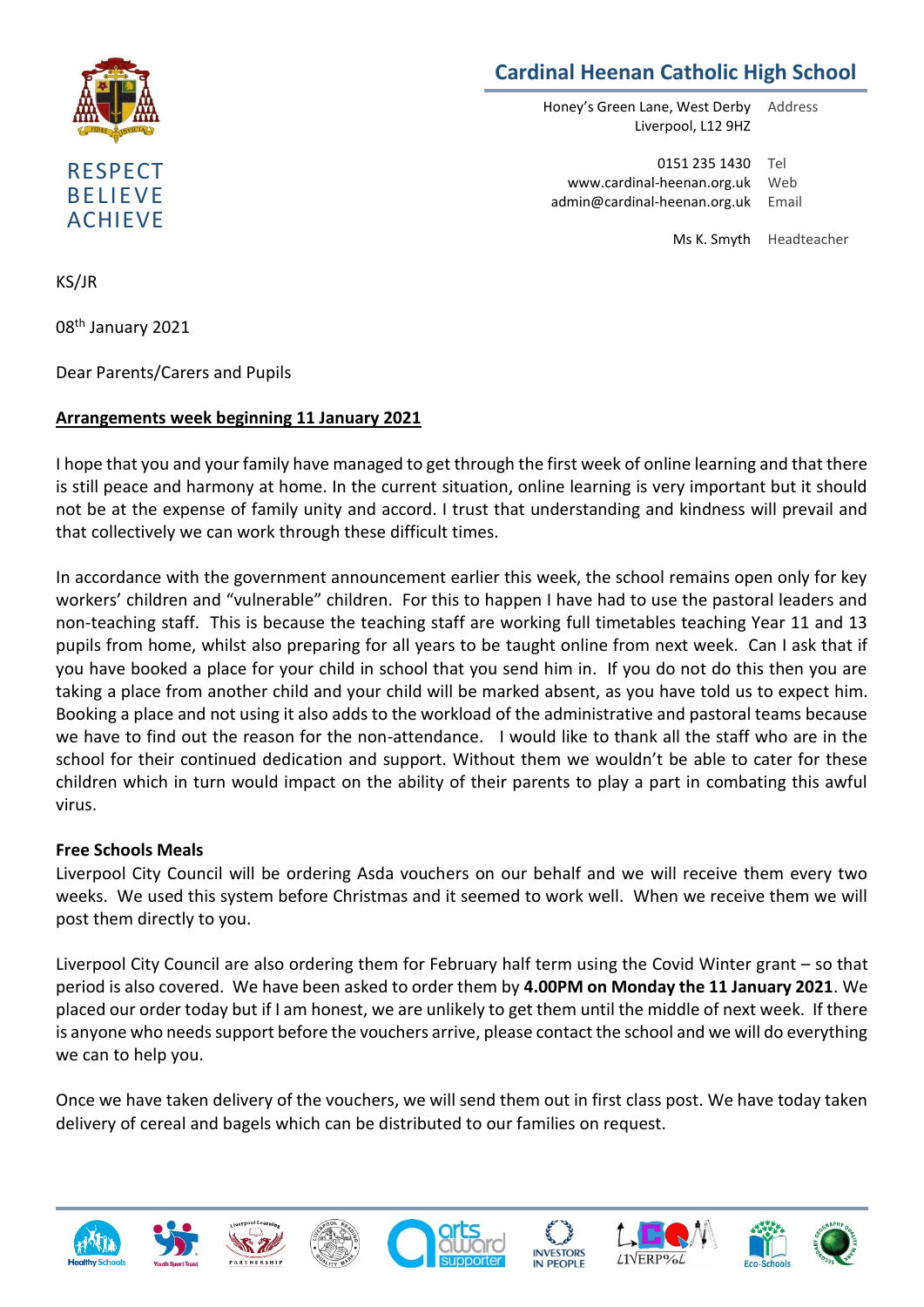# Cardinal Heenan Catholic High School

RESPECT
BELIEVE
ACHIEVE

Honey's Green Lane, West Derby
Liverpool, L12 9HZ — Address

0151 235 1430 — Tel
www.cardinal-heenan.org.uk — Web
admin@cardinal-heenan.org.uk — Email

Ms K. Smyth — Headteacher

KS/JR

08th January 2021

Dear Parents/Carers and Pupils

**Arrangements week beginning 11 January 2021**

I hope that you and your family have managed to get through the first week of online learning and that there is still peace and harmony at home. In the current situation, online learning is very important but it should not be at the expense of family unity and accord. I trust that understanding and kindness will prevail and that collectively we can work through these difficult times.

In accordance with the government announcement earlier this week, the school remains open only for key workers' children and "vulnerable" children. For this to happen I have had to use the pastoral leaders and non-teaching staff. This is because the teaching staff are working full timetables teaching Year 11 and 13 pupils from home, whilst also preparing for all years to be taught online from next week. Can I ask that if you have booked a place for your child in school that you send him in. If you do not do this then you are taking a place from another child and your child will be marked absent, as you have told us to expect him. Booking a place and not using it also adds to the workload of the administrative and pastoral teams because we have to find out the reason for the non-attendance. I would like to thank all the staff who are in the school for their continued dedication and support. Without them we wouldn't be able to cater for these children which in turn would impact on the ability of their parents to play a part in combating this awful virus.

**Free Schools Meals**

Liverpool City Council will be ordering Asda vouchers on our behalf and we will receive them every two weeks. We used this system before Christmas and it seemed to work well. When we receive them we will post them directly to you.

Liverpool City Council are also ordering them for February half term using the Covid Winter grant – so that period is also covered. We have been asked to order them by **4.00PM on Monday the 11 January 2021**. We placed our order today but if I am honest, we are unlikely to get them until the middle of next week. If there is anyone who needs support before the vouchers arrive, please contact the school and we will do everything we can to help you.

Once we have taken delivery of the vouchers, we will send them out in first class post. We have today taken delivery of cereal and bagels which can be distributed to our families on request.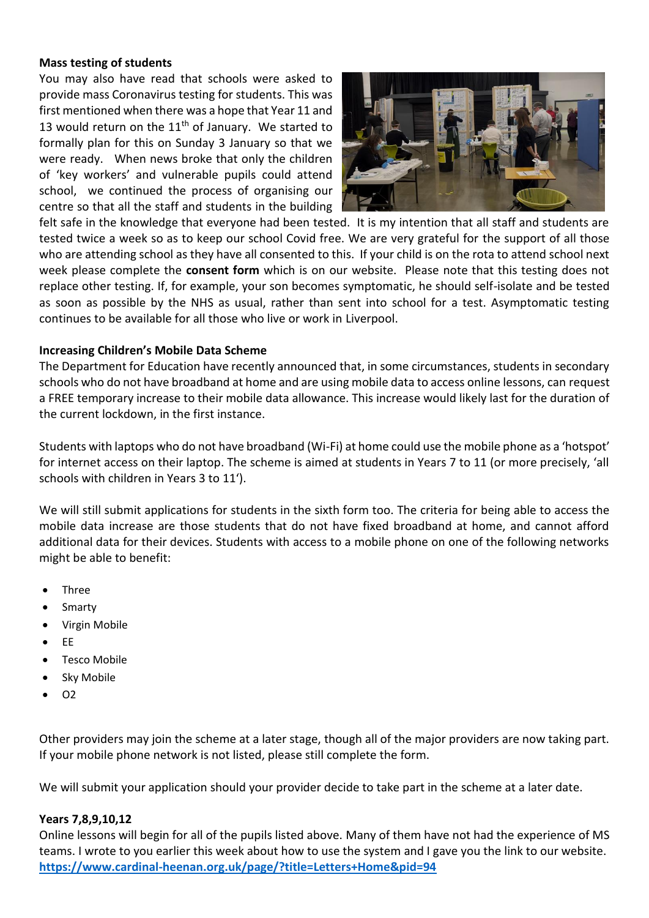**Mass testing of students**

You may also have read that schools were asked to provide mass Coronavirus testing for students. This was first mentioned when there was a hope that Year 11 and 13 would return on the 11th of January. We started to formally plan for this on Sunday 3 January so that we were ready. When news broke that only the children of 'key workers' and vulnerable pupils could attend school, we continued the process of organising our centre so that all the staff and students in the building felt safe in the knowledge that everyone had been tested. It is my intention that all staff and students are tested twice a week so as to keep our school Covid free. We are very grateful for the support of all those who are attending school as they have all consented to this. If your child is on the rota to attend school next week please complete the **consent form** which is on our website. Please note that this testing does not replace other testing. If, for example, your son becomes symptomatic, he should self-isolate and be tested as soon as possible by the NHS as usual, rather than sent into school for a test. Asymptomatic testing continues to be available for all those who live or work in Liverpool.

**Increasing Children's Mobile Data Scheme**

The Department for Education have recently announced that, in some circumstances, students in secondary schools who do not have broadband at home and are using mobile data to access online lessons, can request a FREE temporary increase to their mobile data allowance. This increase would likely last for the duration of the current lockdown, in the first instance.

Students with laptops who do not have broadband (Wi-Fi) at home could use the mobile phone as a 'hotspot' for internet access on their laptop. The scheme is aimed at students in Years 7 to 11 (or more precisely, 'all schools with children in Years 3 to 11').

We will still submit applications for students in the sixth form too. The criteria for being able to access the mobile data increase are those students that do not have fixed broadband at home, and cannot afford additional data for their devices. Students with access to a mobile phone on one of the following networks might be able to benefit:

- Three
- Smarty
- Virgin Mobile
- EE
- Tesco Mobile
- Sky Mobile
- O2

Other providers may join the scheme at a later stage, though all of the major providers are now taking part. If your mobile phone network is not listed, please still complete the form.

We will submit your application should your provider decide to take part in the scheme at a later date.

**Years 7,8,9,10,12**

Online lessons will begin for all of the pupils listed above. Many of them have not had the experience of MS teams. I wrote to you earlier this week about how to use the system and I gave you the link to our website. **https://www.cardinal-heenan.org.uk/page/?title=Letters+Home&pid=94**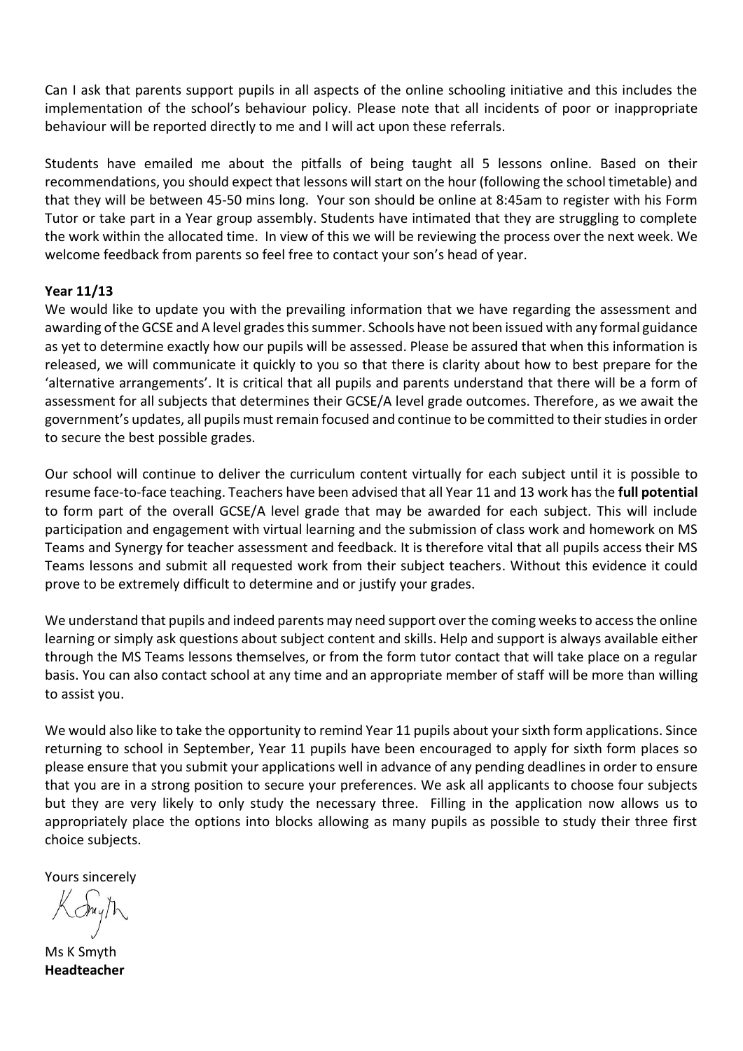Can I ask that parents support pupils in all aspects of the online schooling initiative and this includes the implementation of the school's behaviour policy. Please note that all incidents of poor or inappropriate behaviour will be reported directly to me and I will act upon these referrals.

Students have emailed me about the pitfalls of being taught all 5 lessons online. Based on their recommendations, you should expect that lessons will start on the hour (following the school timetable) and that they will be between 45-50 mins long. Your son should be online at 8:45am to register with his Form Tutor or take part in a Year group assembly. Students have intimated that they are struggling to complete the work within the allocated time. In view of this we will be reviewing the process over the next week. We welcome feedback from parents so feel free to contact your son's head of year.

**Year 11/13**

We would like to update you with the prevailing information that we have regarding the assessment and awarding of the GCSE and A level grades this summer. Schools have not been issued with any formal guidance as yet to determine exactly how our pupils will be assessed. Please be assured that when this information is released, we will communicate it quickly to you so that there is clarity about how to best prepare for the 'alternative arrangements'. It is critical that all pupils and parents understand that there will be a form of assessment for all subjects that determines their GCSE/A level grade outcomes. Therefore, as we await the government's updates, all pupils must remain focused and continue to be committed to their studies in order to secure the best possible grades.

Our school will continue to deliver the curriculum content virtually for each subject until it is possible to resume face-to-face teaching. Teachers have been advised that all Year 11 and 13 work has the **full potential** to form part of the overall GCSE/A level grade that may be awarded for each subject. This will include participation and engagement with virtual learning and the submission of class work and homework on MS Teams and Synergy for teacher assessment and feedback. It is therefore vital that all pupils access their MS Teams lessons and submit all requested work from their subject teachers. Without this evidence it could prove to be extremely difficult to determine and or justify your grades.

We understand that pupils and indeed parents may need support over the coming weeks to access the online learning or simply ask questions about subject content and skills. Help and support is always available either through the MS Teams lessons themselves, or from the form tutor contact that will take place on a regular basis. You can also contact school at any time and an appropriate member of staff will be more than willing to assist you.

We would also like to take the opportunity to remind Year 11 pupils about your sixth form applications. Since returning to school in September, Year 11 pupils have been encouraged to apply for sixth form places so please ensure that you submit your applications well in advance of any pending deadlines in order to ensure that you are in a strong position to secure your preferences. We ask all applicants to choose four subjects but they are very likely to only study the necessary three. Filling in the application now allows us to appropriately place the options into blocks allowing as many pupils as possible to study their three first choice subjects.

Yours sincerely

K Smyth

Ms K Smyth
**Headteacher**